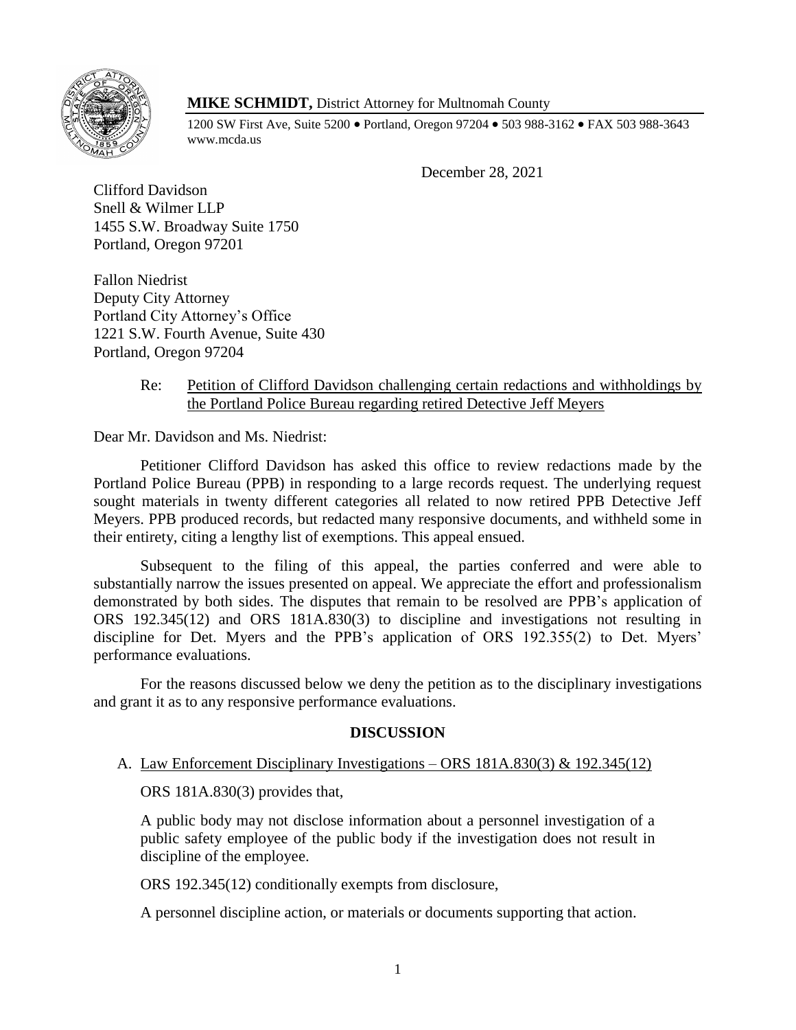**MIKE SCHMIDT,** District Attorney for Multnomah County

1200 SW First Ave, Suite 5200 • Portland, Oregon 97204 • 503 988-3162 • FAX 503 988-3643
www.mcda.us

December 28, 2021

Clifford Davidson
Snell & Wilmer LLP
1455 S.W. Broadway Suite 1750
Portland, Oregon 97201

Fallon Niedrist
Deputy City Attorney
Portland City Attorney's Office
1221 S.W. Fourth Avenue, Suite 430
Portland, Oregon 97204

Re: Petition of Clifford Davidson challenging certain redactions and withholdings by the Portland Police Bureau regarding retired Detective Jeff Meyers

Dear Mr. Davidson and Ms. Niedrist:

Petitioner Clifford Davidson has asked this office to review redactions made by the Portland Police Bureau (PPB) in responding to a large records request. The underlying request sought materials in twenty different categories all related to now retired PPB Detective Jeff Meyers. PPB produced records, but redacted many responsive documents, and withheld some in their entirety, citing a lengthy list of exemptions. This appeal ensued.

Subsequent to the filing of this appeal, the parties conferred and were able to substantially narrow the issues presented on appeal. We appreciate the effort and professionalism demonstrated by both sides. The disputes that remain to be resolved are PPB's application of ORS 192.345(12) and ORS 181A.830(3) to discipline and investigations not resulting in discipline for Det. Myers and the PPB's application of ORS 192.355(2) to Det. Myers' performance evaluations.

For the reasons discussed below we deny the petition as to the disciplinary investigations and grant it as to any responsive performance evaluations.

## DISCUSSION

A. Law Enforcement Disciplinary Investigations – ORS 181A.830(3) & 192.345(12)

ORS 181A.830(3) provides that,

> A public body may not disclose information about a personnel investigation of a public safety employee of the public body if the investigation does not result in discipline of the employee.

ORS 192.345(12) conditionally exempts from disclosure,

> A personnel discipline action, or materials or documents supporting that action.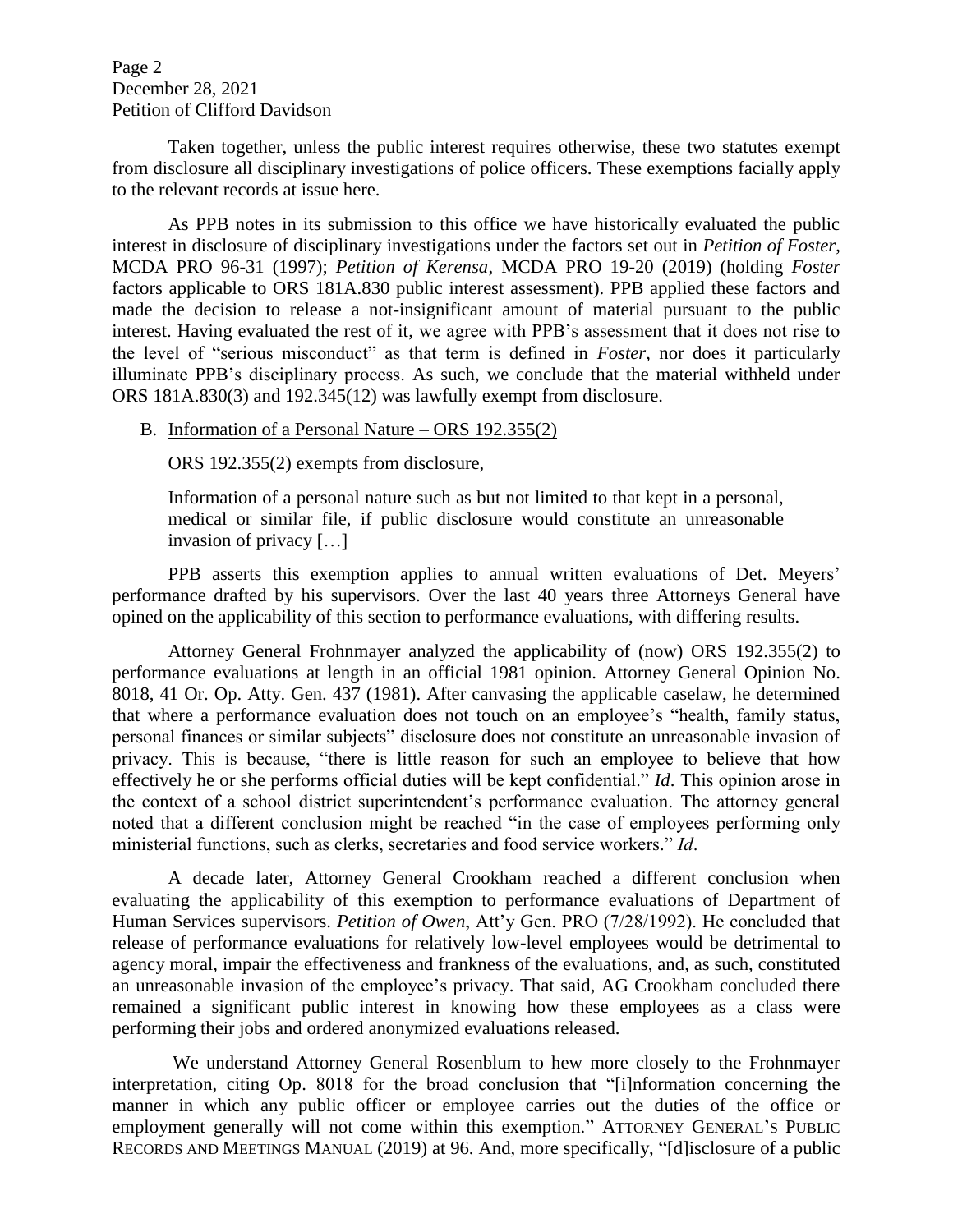Taken together, unless the public interest requires otherwise, these two statutes exempt from disclosure all disciplinary investigations of police officers. These exemptions facially apply to the relevant records at issue here.

As PPB notes in its submission to this office we have historically evaluated the public interest in disclosure of disciplinary investigations under the factors set out in *Petition of Foster*, MCDA PRO 96-31 (1997); *Petition of Kerensa*, MCDA PRO 19-20 (2019) (holding *Foster* factors applicable to ORS 181A.830 public interest assessment). PPB applied these factors and made the decision to release a not-insignificant amount of material pursuant to the public interest. Having evaluated the rest of it, we agree with PPB's assessment that it does not rise to the level of "serious misconduct" as that term is defined in *Foster*, nor does it particularly illuminate PPB's disciplinary process. As such, we conclude that the material withheld under ORS 181A.830(3) and 192.345(12) was lawfully exempt from disclosure.

B. Information of a Personal Nature – ORS 192.355(2)

ORS 192.355(2) exempts from disclosure,

> Information of a personal nature such as but not limited to that kept in a personal, medical or similar file, if public disclosure would constitute an unreasonable invasion of privacy […]

PPB asserts this exemption applies to annual written evaluations of Det. Meyers' performance drafted by his supervisors. Over the last 40 years three Attorneys General have opined on the applicability of this section to performance evaluations, with differing results.

Attorney General Frohnmayer analyzed the applicability of (now) ORS 192.355(2) to performance evaluations at length in an official 1981 opinion. Attorney General Opinion No. 8018, 41 Or. Op. Atty. Gen. 437 (1981). After canvasing the applicable caselaw, he determined that where a performance evaluation does not touch on an employee's "health, family status, personal finances or similar subjects" disclosure does not constitute an unreasonable invasion of privacy. This is because, "there is little reason for such an employee to believe that how effectively he or she performs official duties will be kept confidential." *Id*. This opinion arose in the context of a school district superintendent's performance evaluation. The attorney general noted that a different conclusion might be reached "in the case of employees performing only ministerial functions, such as clerks, secretaries and food service workers." *Id*.

A decade later, Attorney General Crookham reached a different conclusion when evaluating the applicability of this exemption to performance evaluations of Department of Human Services supervisors. *Petition of Owen*, Att'y Gen. PRO (7/28/1992). He concluded that release of performance evaluations for relatively low-level employees would be detrimental to agency moral, impair the effectiveness and frankness of the evaluations, and, as such, constituted an unreasonable invasion of the employee's privacy. That said, AG Crookham concluded there remained a significant public interest in knowing how these employees as a class were performing their jobs and ordered anonymized evaluations released.

We understand Attorney General Rosenblum to hew more closely to the Frohnmayer interpretation, citing Op. 8018 for the broad conclusion that "[i]nformation concerning the manner in which any public officer or employee carries out the duties of the office or employment generally will not come within this exemption." ATTORNEY GENERAL'S PUBLIC RECORDS AND MEETINGS MANUAL (2019) at 96. And, more specifically, "[d]isclosure of a public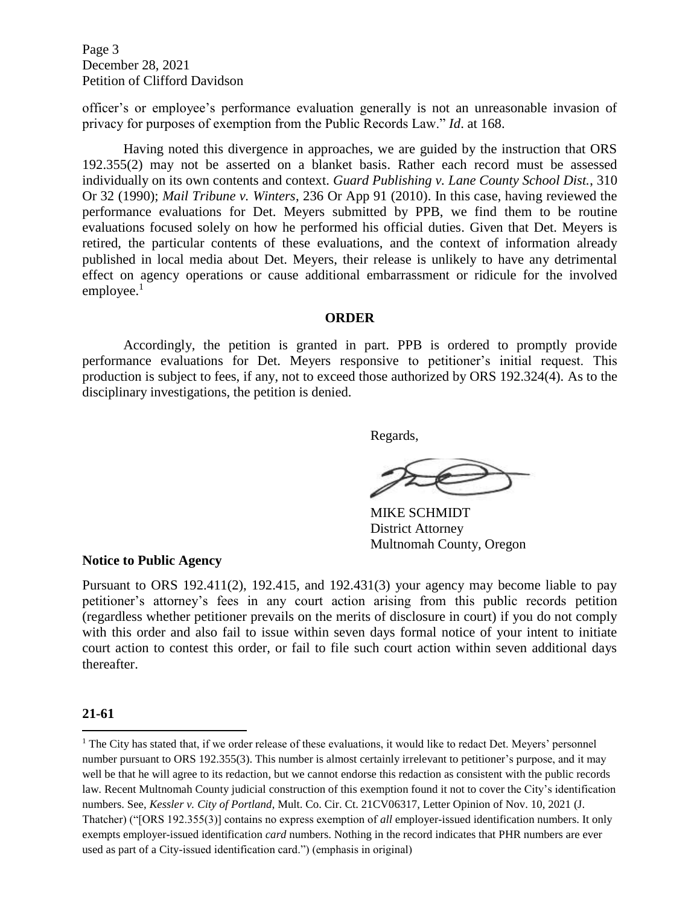officer's or employee's performance evaluation generally is not an unreasonable invasion of privacy for purposes of exemption from the Public Records Law." *Id*. at 168.

Having noted this divergence in approaches, we are guided by the instruction that ORS 192.355(2) may not be asserted on a blanket basis. Rather each record must be assessed individually on its own contents and context. *Guard Publishing v. Lane County School Dist.*, 310 Or 32 (1990); *Mail Tribune v. Winters*, 236 Or App 91 (2010). In this case, having reviewed the performance evaluations for Det. Meyers submitted by PPB, we find them to be routine evaluations focused solely on how he performed his official duties. Given that Det. Meyers is retired, the particular contents of these evaluations, and the context of information already published in local media about Det. Meyers, their release is unlikely to have any detrimental effect on agency operations or cause additional embarrassment or ridicule for the involved employee.[1]

**ORDER**

Accordingly, the petition is granted in part. PPB is ordered to promptly provide performance evaluations for Det. Meyers responsive to petitioner's initial request. This production is subject to fees, if any, not to exceed those authorized by ORS 192.324(4). As to the disciplinary investigations, the petition is denied.

Regards,

MIKE SCHMIDT
District Attorney
Multnomah County, Oregon

**Notice to Public Agency**

Pursuant to ORS 192.411(2), 192.415, and 192.431(3) your agency may become liable to pay petitioner's attorney's fees in any court action arising from this public records petition (regardless whether petitioner prevails on the merits of disclosure in court) if you do not comply with this order and also fail to issue within seven days formal notice of your intent to initiate court action to contest this order, or fail to file such court action within seven additional days thereafter.

**21-61**

[1] The City has stated that, if we order release of these evaluations, it would like to redact Det. Meyers' personnel number pursuant to ORS 192.355(3). This number is almost certainly irrelevant to petitioner's purpose, and it may well be that he will agree to its redaction, but we cannot endorse this redaction as consistent with the public records law. Recent Multnomah County judicial construction of this exemption found it not to cover the City's identification numbers. See, *Kessler v. City of Portland*, Mult. Co. Cir. Ct. 21CV06317, Letter Opinion of Nov. 10, 2021 (J. Thatcher) ("[ORS 192.355(3)] contains no express exemption of *all* employer-issued identification numbers. It only exempts employer-issued identification *card* numbers. Nothing in the record indicates that PHR numbers are ever used as part of a City-issued identification card.") (emphasis in original)